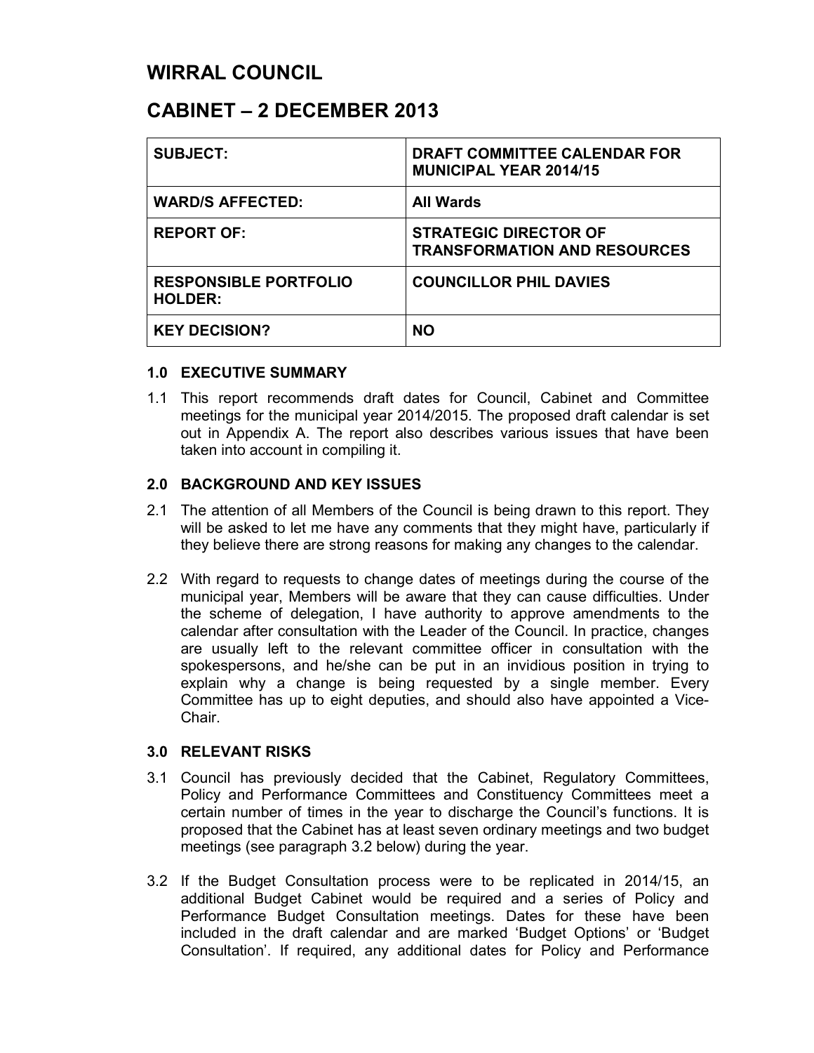# WIRRAL COUNCIL

# CABINET – 2 DECEMBER 2013

| | |
|---|---|
| **SUBJECT:** | **DRAFT COMMITTEE CALENDAR FOR MUNICIPAL YEAR 2014/15** |
| **WARD/S AFFECTED:** | **All Wards** |
| **REPORT OF:** | **STRATEGIC DIRECTOR OF TRANSFORMATION AND RESOURCES** |
| **RESPONSIBLE PORTFOLIO HOLDER:** | **COUNCILLOR PHIL DAVIES** |
| **KEY DECISION?** | **NO** |

### 1.0 EXECUTIVE SUMMARY

1.1 This report recommends draft dates for Council, Cabinet and Committee meetings for the municipal year 2014/2015. The proposed draft calendar is set out in Appendix A. The report also describes various issues that have been taken into account in compiling it.

### 2.0 BACKGROUND AND KEY ISSUES

2.1 The attention of all Members of the Council is being drawn to this report. They will be asked to let me have any comments that they might have, particularly if they believe there are strong reasons for making any changes to the calendar.

2.2 With regard to requests to change dates of meetings during the course of the municipal year, Members will be aware that they can cause difficulties. Under the scheme of delegation, I have authority to approve amendments to the calendar after consultation with the Leader of the Council. In practice, changes are usually left to the relevant committee officer in consultation with the spokespersons, and he/she can be put in an invidious position in trying to explain why a change is being requested by a single member. Every Committee has up to eight deputies, and should also have appointed a Vice-Chair.

### 3.0 RELEVANT RISKS

3.1 Council has previously decided that the Cabinet, Regulatory Committees, Policy and Performance Committees and Constituency Committees meet a certain number of times in the year to discharge the Council's functions. It is proposed that the Cabinet has at least seven ordinary meetings and two budget meetings (see paragraph 3.2 below) during the year.

3.2 If the Budget Consultation process were to be replicated in 2014/15, an additional Budget Cabinet would be required and a series of Policy and Performance Budget Consultation meetings. Dates for these have been included in the draft calendar and are marked 'Budget Options' or 'Budget Consultation'. If required, any additional dates for Policy and Performance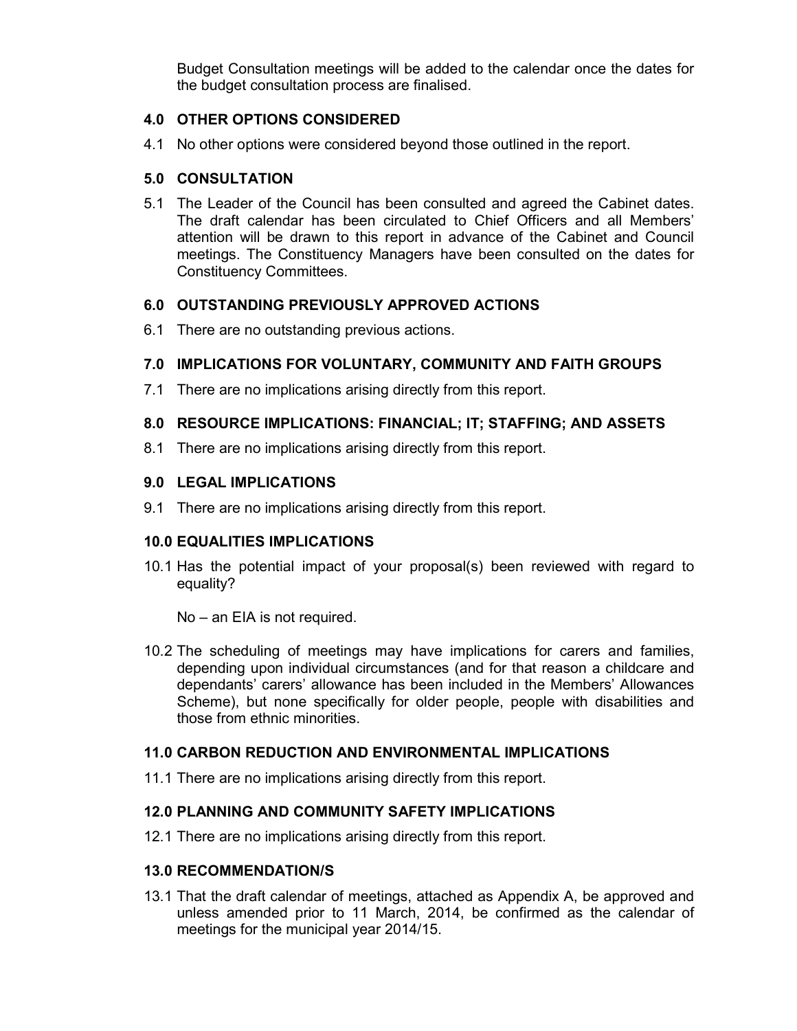Budget Consultation meetings will be added to the calendar once the dates for the budget consultation process are finalised.

## 4.0 OTHER OPTIONS CONSIDERED

4.1 No other options were considered beyond those outlined in the report.

## 5.0 CONSULTATION

5.1 The Leader of the Council has been consulted and agreed the Cabinet dates. The draft calendar has been circulated to Chief Officers and all Members' attention will be drawn to this report in advance of the Cabinet and Council meetings. The Constituency Managers have been consulted on the dates for Constituency Committees.

## 6.0 OUTSTANDING PREVIOUSLY APPROVED ACTIONS

6.1 There are no outstanding previous actions.

## 7.0 IMPLICATIONS FOR VOLUNTARY, COMMUNITY AND FAITH GROUPS

7.1 There are no implications arising directly from this report.

## 8.0 RESOURCE IMPLICATIONS: FINANCIAL; IT; STAFFING; AND ASSETS

8.1 There are no implications arising directly from this report.

## 9.0 LEGAL IMPLICATIONS

9.1 There are no implications arising directly from this report.

## 10.0 EQUALITIES IMPLICATIONS

10.1 Has the potential impact of your proposal(s) been reviewed with regard to equality?

No – an EIA is not required.

10.2 The scheduling of meetings may have implications for carers and families, depending upon individual circumstances (and for that reason a childcare and dependants' carers' allowance has been included in the Members' Allowances Scheme), but none specifically for older people, people with disabilities and those from ethnic minorities.

## 11.0 CARBON REDUCTION AND ENVIRONMENTAL IMPLICATIONS

11.1 There are no implications arising directly from this report.

## 12.0 PLANNING AND COMMUNITY SAFETY IMPLICATIONS

12.1 There are no implications arising directly from this report.

## 13.0 RECOMMENDATION/S

13.1 That the draft calendar of meetings, attached as Appendix A, be approved and unless amended prior to 11 March, 2014, be confirmed as the calendar of meetings for the municipal year 2014/15.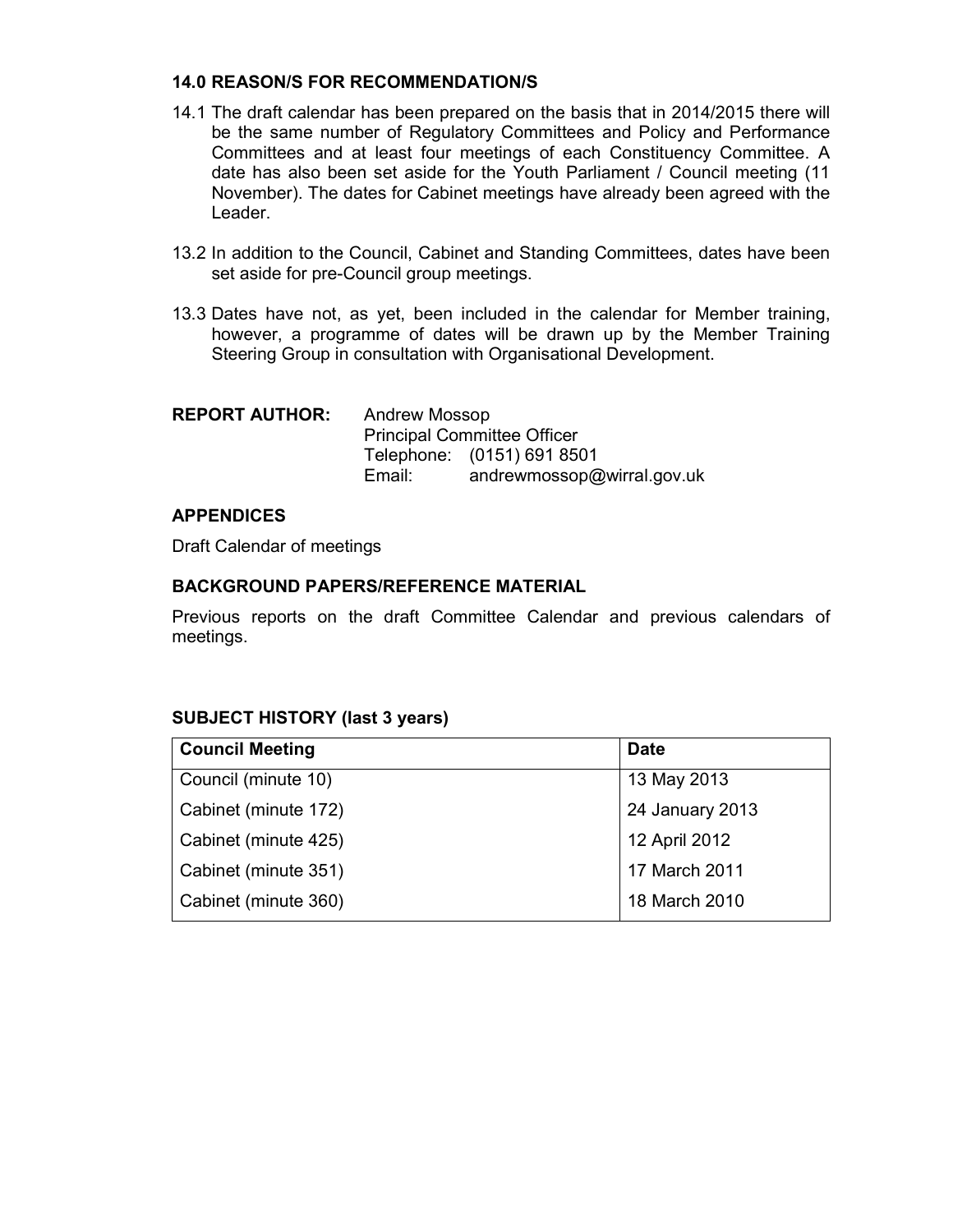### 14.0 REASON/S FOR RECOMMENDATION/S

14.1 The draft calendar has been prepared on the basis that in 2014/2015 there will be the same number of Regulatory Committees and Policy and Performance Committees and at least four meetings of each Constituency Committee. A date has also been set aside for the Youth Parliament / Council meeting (11 November). The dates for Cabinet meetings have already been agreed with the Leader.

13.2 In addition to the Council, Cabinet and Standing Committees, dates have been set aside for pre-Council group meetings.

13.3 Dates have not, as yet, been included in the calendar for Member training, however, a programme of dates will be drawn up by the Member Training Steering Group in consultation with Organisational Development.

**REPORT AUTHOR:** Andrew Mossop
Principal Committee Officer
Telephone: (0151) 691 8501
Email: andrewmossop@wirral.gov.uk

### APPENDICES

Draft Calendar of meetings

### BACKGROUND PAPERS/REFERENCE MATERIAL

Previous reports on the draft Committee Calendar and previous calendars of meetings.

### SUBJECT HISTORY (last 3 years)

| Council Meeting | Date |
|---|---|
| Council (minute 10) | 13 May 2013 |
| Cabinet (minute 172) | 24 January 2013 |
| Cabinet (minute 425) | 12 April 2012 |
| Cabinet (minute 351) | 17 March 2011 |
| Cabinet (minute 360) | 18 March 2010 |